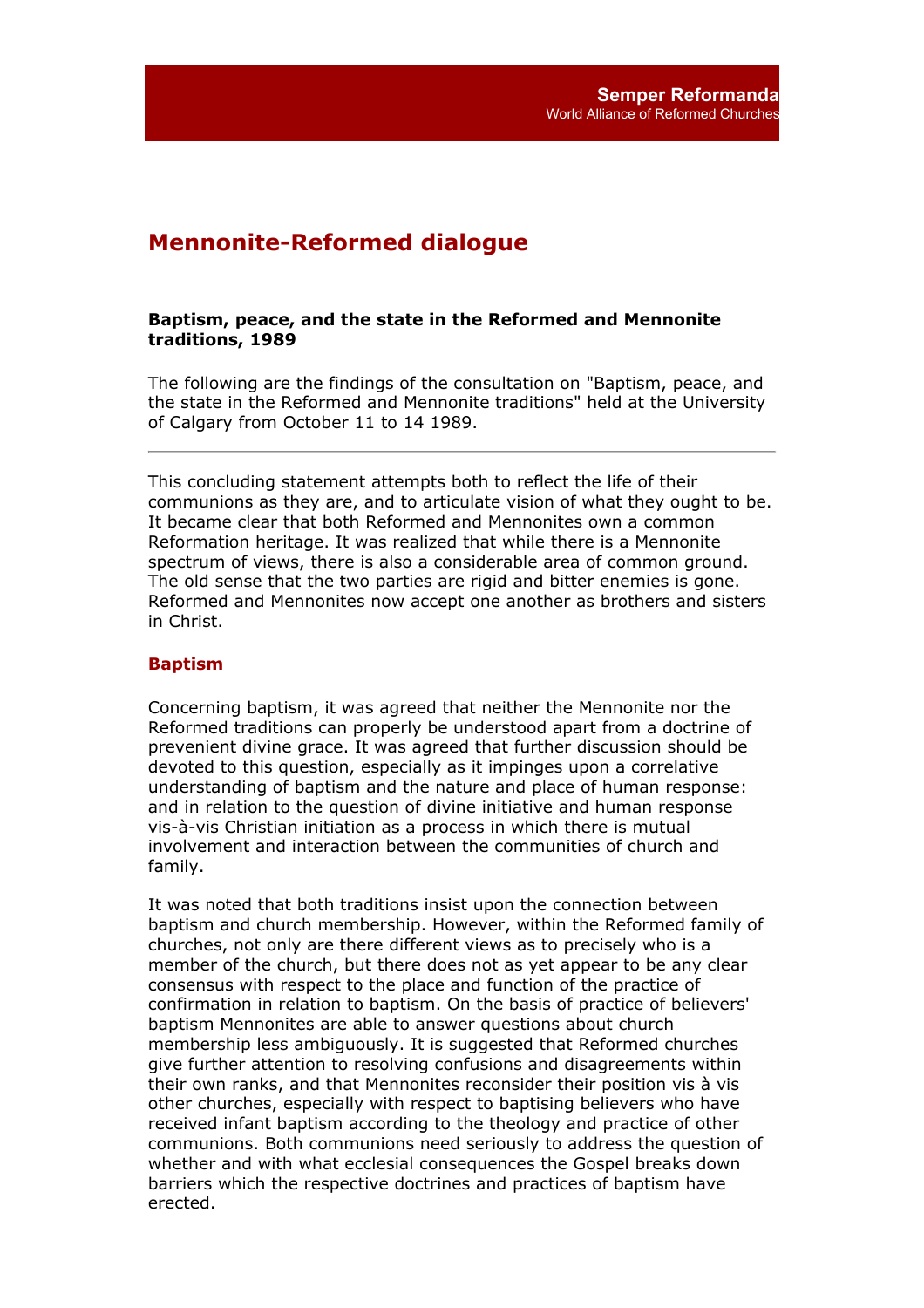# Mennonite-Reformed dialogue

**Baptism, peace, and the state in the Reformed and Mennonite traditions, 1989**

The following are the findings of the consultation on "Baptism, peace, and the state in the Reformed and Mennonite traditions" held at the University of Calgary from October 11 to 14 1989.

---

This concluding statement attempts both to reflect the life of their communions as they are, and to articulate vision of what they ought to be. It became clear that both Reformed and Mennonites own a common Reformation heritage. It was realized that while there is a Mennonite spectrum of views, there is also a considerable area of common ground. The old sense that the two parties are rigid and bitter enemies is gone. Reformed and Mennonites now accept one another as brothers and sisters in Christ.

## Baptism

Concerning baptism, it was agreed that neither the Mennonite nor the Reformed traditions can properly be understood apart from a doctrine of prevenient divine grace. It was agreed that further discussion should be devoted to this question, especially as it impinges upon a correlative understanding of baptism and the nature and place of human response: and in relation to the question of divine initiative and human response vis-à-vis Christian initiation as a process in which there is mutual involvement and interaction between the communities of church and family.

It was noted that both traditions insist upon the connection between baptism and church membership. However, within the Reformed family of churches, not only are there different views as to precisely who is a member of the church, but there does not as yet appear to be any clear consensus with respect to the place and function of the practice of confirmation in relation to baptism. On the basis of practice of believers' baptism Mennonites are able to answer questions about church membership less ambiguously. It is suggested that Reformed churches give further attention to resolving confusions and disagreements within their own ranks, and that Mennonites reconsider their position vis à vis other churches, especially with respect to baptising believers who have received infant baptism according to the theology and practice of other communions. Both communions need seriously to address the question of whether and with what ecclesial consequences the Gospel breaks down barriers which the respective doctrines and practices of baptism have erected.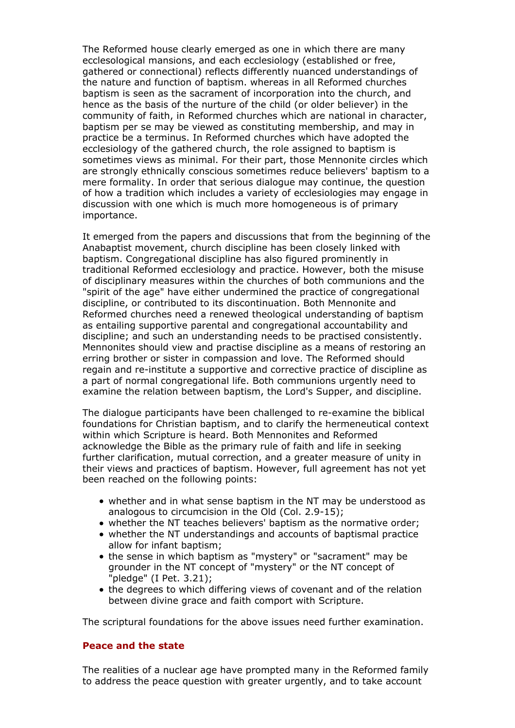The Reformed house clearly emerged as one in which there are many ecclesological mansions, and each ecclesiology (established or free, gathered or connectional) reflects differently nuanced understandings of the nature and function of baptism. whereas in all Reformed churches baptism is seen as the sacrament of incorporation into the church, and hence as the basis of the nurture of the child (or older believer) in the community of faith, in Reformed churches which are national in character, baptism per se may be viewed as constituting membership, and may in practice be a terminus. In Reformed churches which have adopted the ecclesiology of the gathered church, the role assigned to baptism is sometimes views as minimal. For their part, those Mennonite circles which are strongly ethnically conscious sometimes reduce believers' baptism to a mere formality. In order that serious dialogue may continue, the question of how a tradition which includes a variety of ecclesiologies may engage in discussion with one which is much more homogeneous is of primary importance.

It emerged from the papers and discussions that from the beginning of the Anabaptist movement, church discipline has been closely linked with baptism. Congregational discipline has also figured prominently in traditional Reformed ecclesiology and practice. However, both the misuse of disciplinary measures within the churches of both communions and the "spirit of the age" have either undermined the practice of congregational discipline, or contributed to its discontinuation. Both Mennonite and Reformed churches need a renewed theological understanding of baptism as entailing supportive parental and congregational accountability and discipline; and such an understanding needs to be practised consistently. Mennonites should view and practise discipline as a means of restoring an erring brother or sister in compassion and love. The Reformed should regain and re-institute a supportive and corrective practice of discipline as a part of normal congregational life. Both communions urgently need to examine the relation between baptism, the Lord's Supper, and discipline.

The dialogue participants have been challenged to re-examine the biblical foundations for Christian baptism, and to clarify the hermeneutical context within which Scripture is heard. Both Mennonites and Reformed acknowledge the Bible as the primary rule of faith and life in seeking further clarification, mutual correction, and a greater measure of unity in their views and practices of baptism. However, full agreement has not yet been reached on the following points:

- whether and in what sense baptism in the NT may be understood as analogous to circumcision in the Old (Col. 2.9-15);
- whether the NT teaches believers' baptism as the normative order;
- whether the NT understandings and accounts of baptismal practice allow for infant baptism;
- the sense in which baptism as "mystery" or "sacrament" may be grounder in the NT concept of "mystery" or the NT concept of "pledge" (I Pet. 3.21);
- the degrees to which differing views of covenant and of the relation between divine grace and faith comport with Scripture.

The scriptural foundations for the above issues need further examination.

## Peace and the state

The realities of a nuclear age have prompted many in the Reformed family to address the peace question with greater urgently, and to take account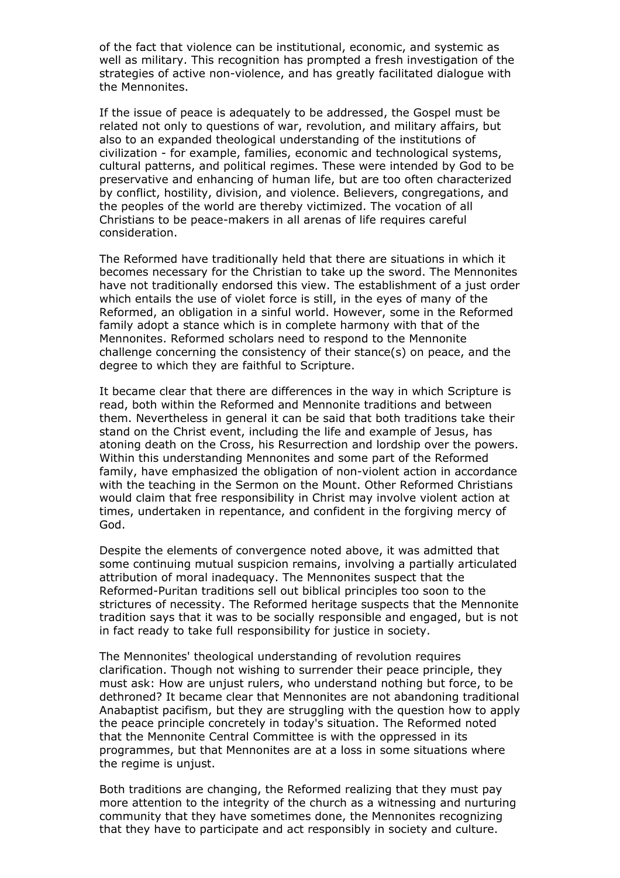of the fact that violence can be institutional, economic, and systemic as well as military. This recognition has prompted a fresh investigation of the strategies of active non-violence, and has greatly facilitated dialogue with the Mennonites.

If the issue of peace is adequately to be addressed, the Gospel must be related not only to questions of war, revolution, and military affairs, but also to an expanded theological understanding of the institutions of civilization - for example, families, economic and technological systems, cultural patterns, and political regimes. These were intended by God to be preservative and enhancing of human life, but are too often characterized by conflict, hostility, division, and violence. Believers, congregations, and the peoples of the world are thereby victimized. The vocation of all Christians to be peace-makers in all arenas of life requires careful consideration.

The Reformed have traditionally held that there are situations in which it becomes necessary for the Christian to take up the sword. The Mennonites have not traditionally endorsed this view. The establishment of a just order which entails the use of violet force is still, in the eyes of many of the Reformed, an obligation in a sinful world. However, some in the Reformed family adopt a stance which is in complete harmony with that of the Mennonites. Reformed scholars need to respond to the Mennonite challenge concerning the consistency of their stance(s) on peace, and the degree to which they are faithful to Scripture.

It became clear that there are differences in the way in which Scripture is read, both within the Reformed and Mennonite traditions and between them. Nevertheless in general it can be said that both traditions take their stand on the Christ event, including the life and example of Jesus, has atoning death on the Cross, his Resurrection and lordship over the powers. Within this understanding Mennonites and some part of the Reformed family, have emphasized the obligation of non-violent action in accordance with the teaching in the Sermon on the Mount. Other Reformed Christians would claim that free responsibility in Christ may involve violent action at times, undertaken in repentance, and confident in the forgiving mercy of God.

Despite the elements of convergence noted above, it was admitted that some continuing mutual suspicion remains, involving a partially articulated attribution of moral inadequacy. The Mennonites suspect that the Reformed-Puritan traditions sell out biblical principles too soon to the strictures of necessity. The Reformed heritage suspects that the Mennonite tradition says that it was to be socially responsible and engaged, but is not in fact ready to take full responsibility for justice in society.

The Mennonites' theological understanding of revolution requires clarification. Though not wishing to surrender their peace principle, they must ask: How are unjust rulers, who understand nothing but force, to be dethroned? It became clear that Mennonites are not abandoning traditional Anabaptist pacifism, but they are struggling with the question how to apply the peace principle concretely in today's situation. The Reformed noted that the Mennonite Central Committee is with the oppressed in its programmes, but that Mennonites are at a loss in some situations where the regime is unjust.

Both traditions are changing, the Reformed realizing that they must pay more attention to the integrity of the church as a witnessing and nurturing community that they have sometimes done, the Mennonites recognizing that they have to participate and act responsibly in society and culture.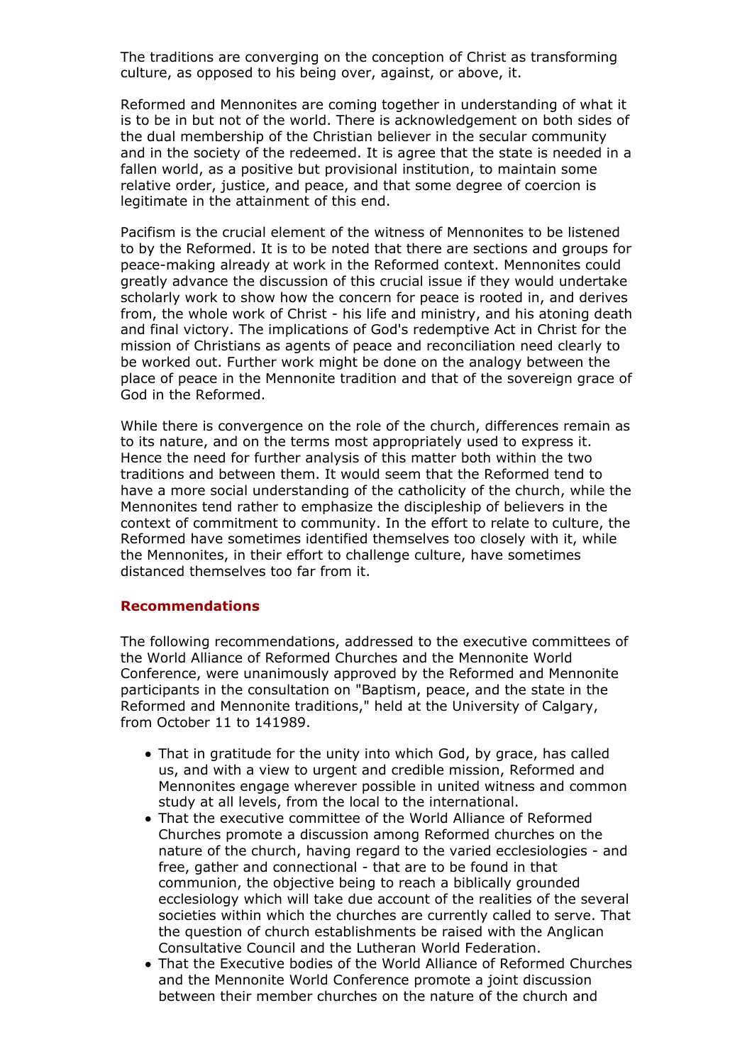The traditions are converging on the conception of Christ as transforming culture, as opposed to his being over, against, or above, it.

Reformed and Mennonites are coming together in understanding of what it is to be in but not of the world. There is acknowledgement on both sides of the dual membership of the Christian believer in the secular community and in the society of the redeemed. It is agree that the state is needed in a fallen world, as a positive but provisional institution, to maintain some relative order, justice, and peace, and that some degree of coercion is legitimate in the attainment of this end.

Pacifism is the crucial element of the witness of Mennonites to be listened to by the Reformed. It is to be noted that there are sections and groups for peace-making already at work in the Reformed context. Mennonites could greatly advance the discussion of this crucial issue if they would undertake scholarly work to show how the concern for peace is rooted in, and derives from, the whole work of Christ - his life and ministry, and his atoning death and final victory. The implications of God's redemptive Act in Christ for the mission of Christians as agents of peace and reconciliation need clearly to be worked out. Further work might be done on the analogy between the place of peace in the Mennonite tradition and that of the sovereign grace of God in the Reformed.

While there is convergence on the role of the church, differences remain as to its nature, and on the terms most appropriately used to express it. Hence the need for further analysis of this matter both within the two traditions and between them. It would seem that the Reformed tend to have a more social understanding of the catholicity of the church, while the Mennonites tend rather to emphasize the discipleship of believers in the context of commitment to community. In the effort to relate to culture, the Reformed have sometimes identified themselves too closely with it, while the Mennonites, in their effort to challenge culture, have sometimes distanced themselves too far from it.

### Recommendations

The following recommendations, addressed to the executive committees of the World Alliance of Reformed Churches and the Mennonite World Conference, were unanimously approved by the Reformed and Mennonite participants in the consultation on "Baptism, peace, and the state in the Reformed and Mennonite traditions," held at the University of Calgary, from October 11 to 141989.

- That in gratitude for the unity into which God, by grace, has called us, and with a view to urgent and credible mission, Reformed and Mennonites engage wherever possible in united witness and common study at all levels, from the local to the international.
- That the executive committee of the World Alliance of Reformed Churches promote a discussion among Reformed churches on the nature of the church, having regard to the varied ecclesiologies - and free, gather and connectional - that are to be found in that communion, the objective being to reach a biblically grounded ecclesiology which will take due account of the realities of the several societies within which the churches are currently called to serve. That the question of church establishments be raised with the Anglican Consultative Council and the Lutheran World Federation.
- That the Executive bodies of the World Alliance of Reformed Churches and the Mennonite World Conference promote a joint discussion between their member churches on the nature of the church and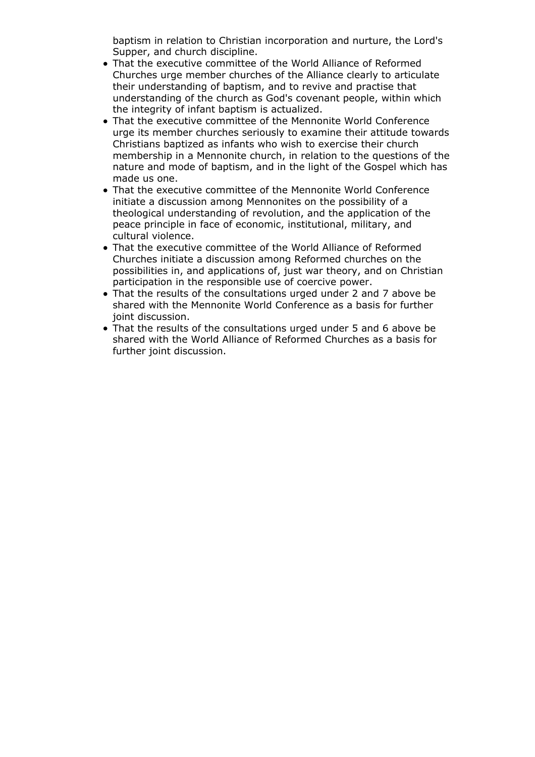baptism in relation to Christian incorporation and nurture, the Lord's Supper, and church discipline.

- That the executive committee of the World Alliance of Reformed Churches urge member churches of the Alliance clearly to articulate their understanding of baptism, and to revive and practise that understanding of the church as God's covenant people, within which the integrity of infant baptism is actualized.
- That the executive committee of the Mennonite World Conference urge its member churches seriously to examine their attitude towards Christians baptized as infants who wish to exercise their church membership in a Mennonite church, in relation to the questions of the nature and mode of baptism, and in the light of the Gospel which has made us one.
- That the executive committee of the Mennonite World Conference initiate a discussion among Mennonites on the possibility of a theological understanding of revolution, and the application of the peace principle in face of economic, institutional, military, and cultural violence.
- That the executive committee of the World Alliance of Reformed Churches initiate a discussion among Reformed churches on the possibilities in, and applications of, just war theory, and on Christian participation in the responsible use of coercive power.
- That the results of the consultations urged under 2 and 7 above be shared with the Mennonite World Conference as a basis for further joint discussion.
- That the results of the consultations urged under 5 and 6 above be shared with the World Alliance of Reformed Churches as a basis for further joint discussion.